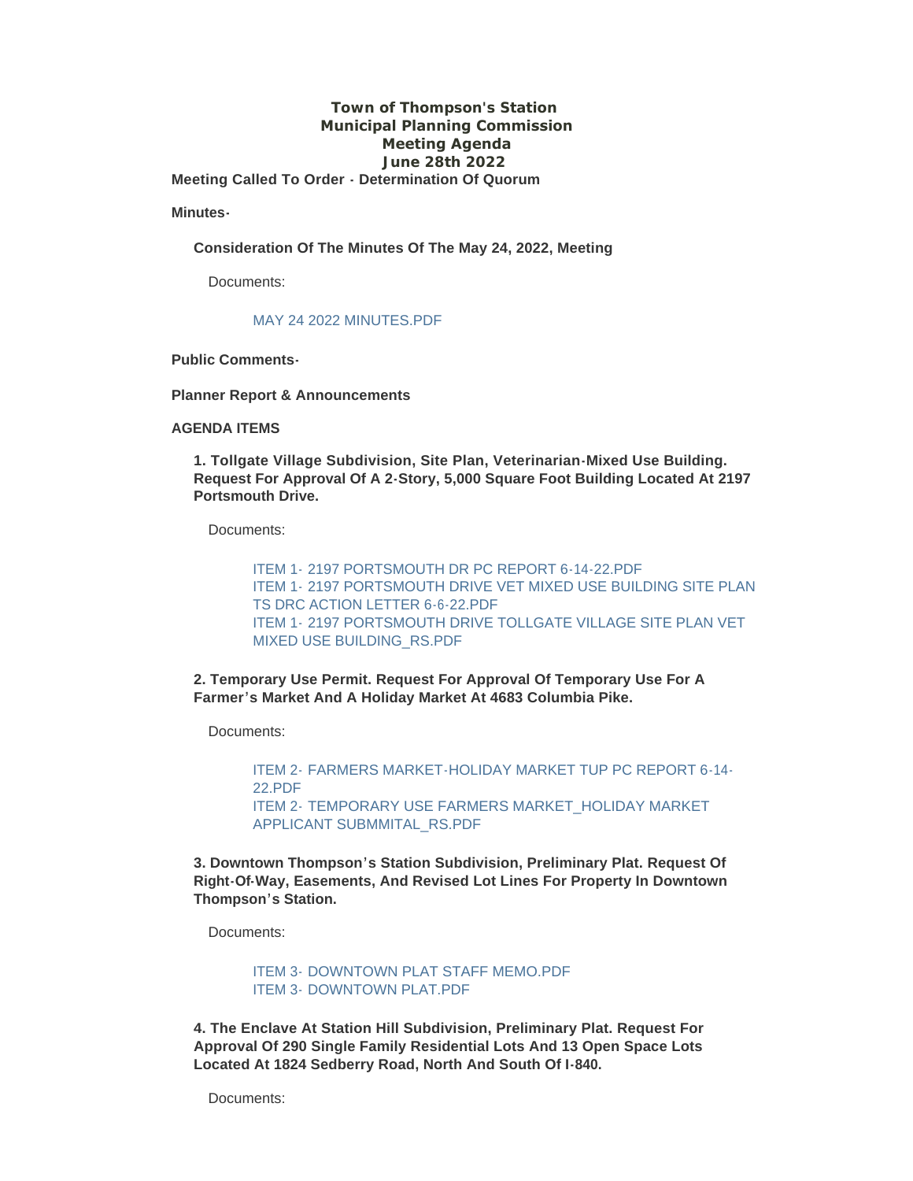# Town of Thompson's Station
## Municipal Planning Commission
## Meeting Agenda
## June 28th 2022

**Meeting Called To Order - Determination Of Quorum**

**Minutes-**

**Consideration Of The Minutes Of The May 24, 2022, Meeting**

Documents:

MAY 24 2022 MINUTES.PDF

**Public Comments-**

**Planner Report & Announcements**

**AGENDA ITEMS**

**1. Tollgate Village Subdivision, Site Plan, Veterinarian-Mixed Use Building. Request For Approval Of A 2-Story, 5,000 Square Foot Building Located At 2197 Portsmouth Drive.**

Documents:

ITEM 1- 2197 PORTSMOUTH DR PC REPORT 6-14-22.PDF
ITEM 1- 2197 PORTSMOUTH DRIVE VET MIXED USE BUILDING SITE PLAN TS DRC ACTION LETTER 6-6-22.PDF
ITEM 1- 2197 PORTSMOUTH DRIVE TOLLGATE VILLAGE SITE PLAN VET MIXED USE BUILDING_RS.PDF

**2. Temporary Use Permit. Request For Approval Of Temporary Use For A Farmer's Market And A Holiday Market At 4683 Columbia Pike.**

Documents:

ITEM 2- FARMERS MARKET-HOLIDAY MARKET TUP PC REPORT 6-14-22.PDF
ITEM 2- TEMPORARY USE FARMERS MARKET_HOLIDAY MARKET APPLICANT SUBMMITAL_RS.PDF

**3. Downtown Thompson's Station Subdivision, Preliminary Plat. Request Of Right-Of-Way, Easements, And Revised Lot Lines For Property In Downtown Thompson's Station.**

Documents:

ITEM 3- DOWNTOWN PLAT STAFF MEMO.PDF
ITEM 3- DOWNTOWN PLAT.PDF

**4. The Enclave At Station Hill Subdivision, Preliminary Plat. Request For Approval Of 290 Single Family Residential Lots And 13 Open Space Lots Located At 1824 Sedberry Road, North And South Of I-840.**

Documents: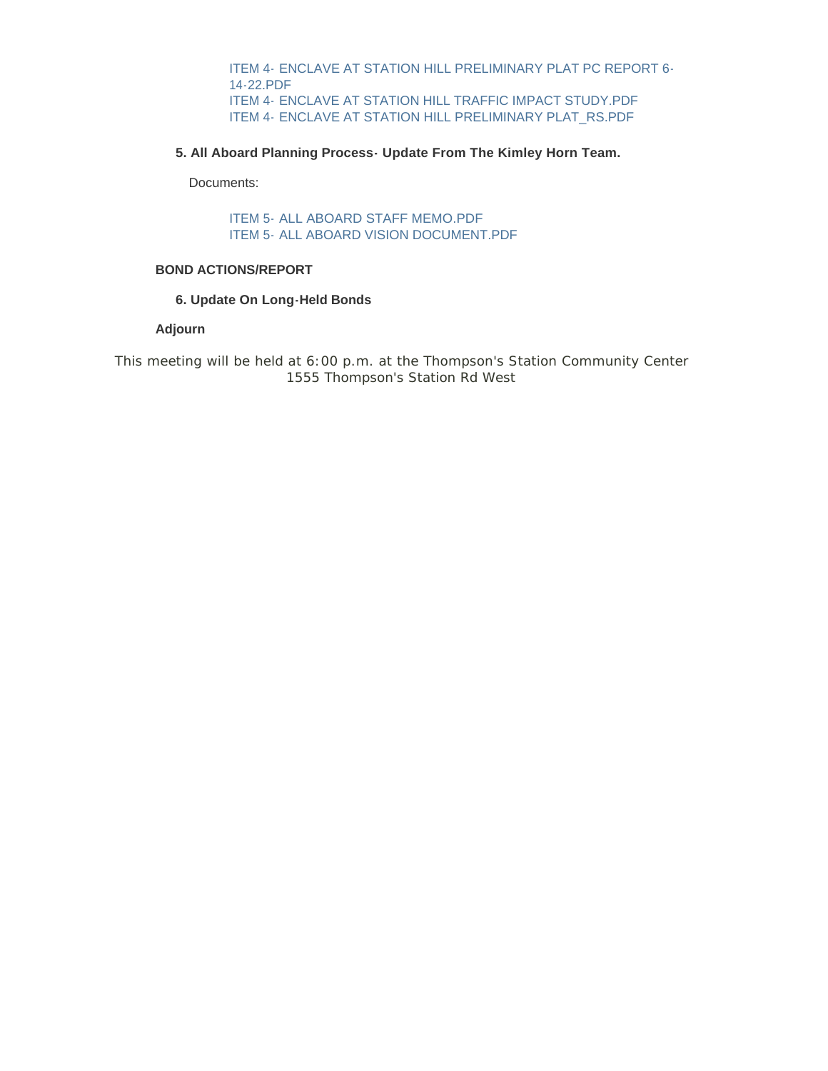ITEM 4- ENCLAVE AT STATION HILL PRELIMINARY PLAT PC REPORT 6-14-22.PDF
ITEM 4- ENCLAVE AT STATION HILL TRAFFIC IMPACT STUDY.PDF
ITEM 4- ENCLAVE AT STATION HILL PRELIMINARY PLAT_RS.PDF

**5. All Aboard Planning Process- Update From The Kimley Horn Team.**

Documents:

ITEM 5- ALL ABOARD STAFF MEMO.PDF
ITEM 5- ALL ABOARD VISION DOCUMENT.PDF

**BOND ACTIONS/REPORT**

**6. Update On Long-Held Bonds**

**Adjourn**

This meeting will be held at 6:00 p.m. at the Thompson's Station Community Center
1555 Thompson's Station Rd West